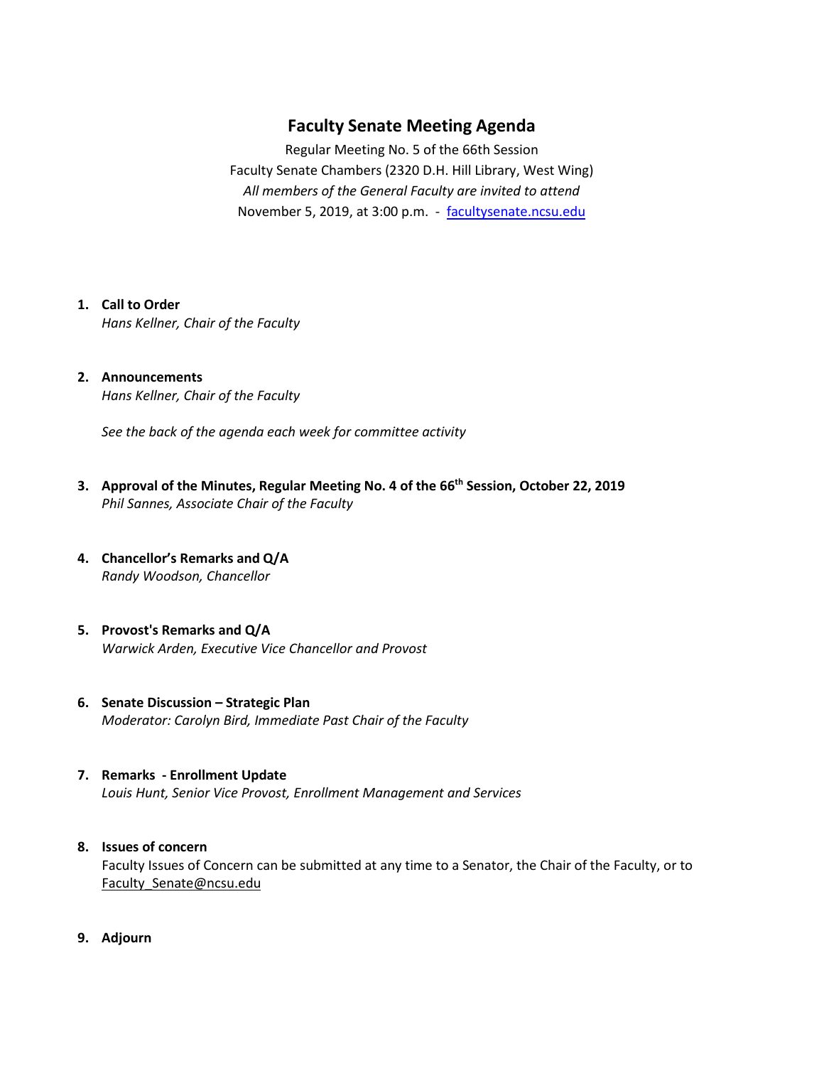# Faculty Senate Meeting Agenda

Regular Meeting No. 5 of the 66th Session
Faculty Senate Chambers (2320 D.H. Hill Library, West Wing)
*All members of the General Faculty are invited to attend*
November 5, 2019, at 3:00 p.m. - [facultysenate.ncsu.edu](facultysenate.ncsu.edu)

1. **Call to Order**
   *Hans Kellner, Chair of the Faculty*

2. **Announcements**
   *Hans Kellner, Chair of the Faculty*

   *See the back of the agenda each week for committee activity*

3. **Approval of the Minutes, Regular Meeting No. 4 of the 66th Session, October 22, 2019**
   *Phil Sannes, Associate Chair of the Faculty*

4. **Chancellor's Remarks and Q/A**
   *Randy Woodson, Chancellor*

5. **Provost's Remarks and Q/A**
   *Warwick Arden, Executive Vice Chancellor and Provost*

6. **Senate Discussion – Strategic Plan**
   *Moderator: Carolyn Bird, Immediate Past Chair of the Faculty*

7. **Remarks - Enrollment Update**
   *Louis Hunt, Senior Vice Provost, Enrollment Management and Services*

8. **Issues of concern**
   Faculty Issues of Concern can be submitted at any time to a Senator, the Chair of the Faculty, or to Faculty_Senate@ncsu.edu

9. **Adjourn**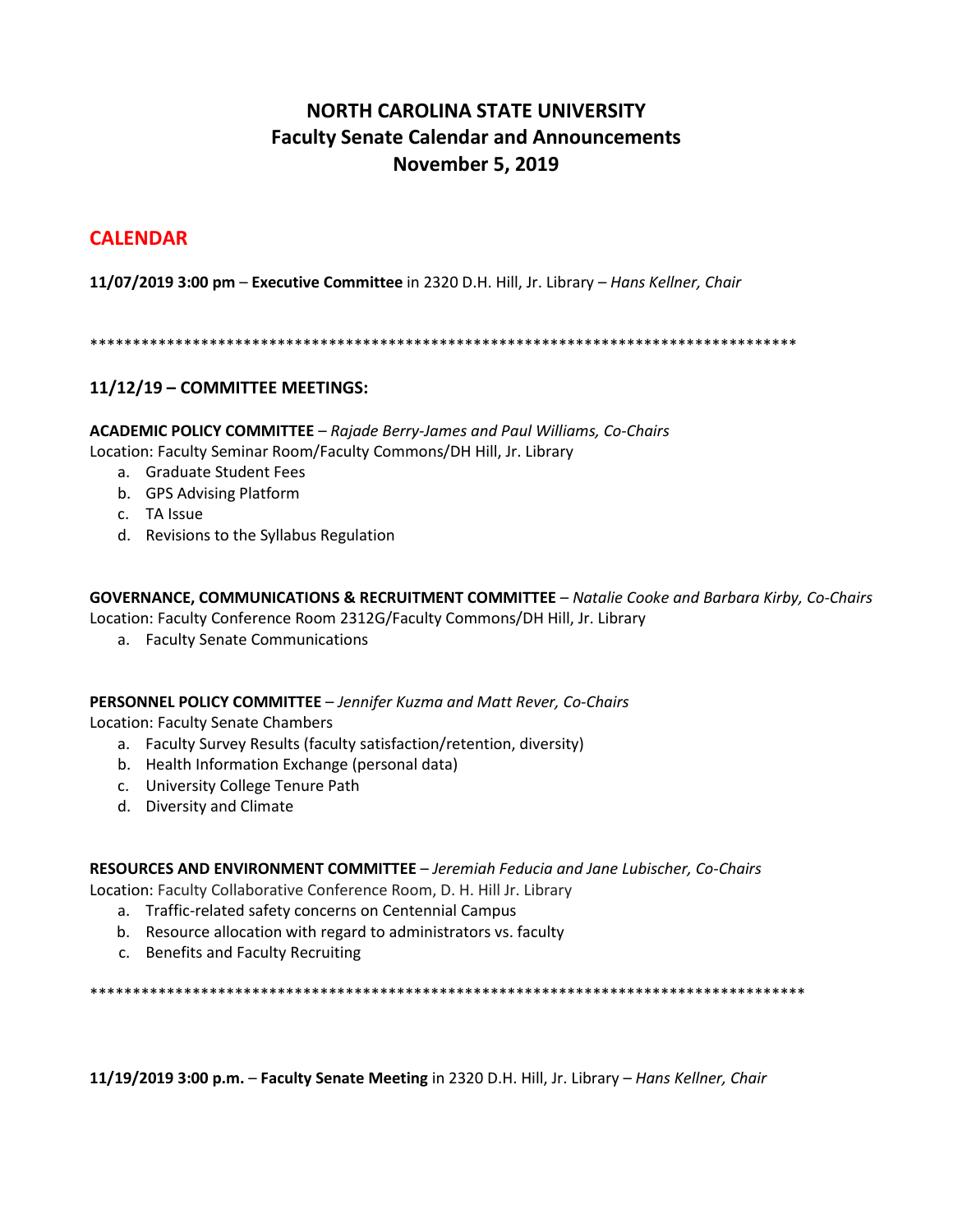# NORTH CAROLINA STATE UNIVERSITY
# Faculty Senate Calendar and Announcements
# November 5, 2019

## CALENDAR

**11/07/2019 3:00 pm** – **Executive Committee** in 2320 D.H. Hill, Jr. Library – *Hans Kellner, Chair*

**************************************************************************************

### 11/12/19 – COMMITTEE MEETINGS:

**ACADEMIC POLICY COMMITTEE** – *Rajade Berry-James and Paul Williams, Co-Chairs*
Location: Faculty Seminar Room/Faculty Commons/DH Hill, Jr. Library

a. Graduate Student Fees
b. GPS Advising Platform
c. TA Issue
d. Revisions to the Syllabus Regulation

**GOVERNANCE, COMMUNICATIONS & RECRUITMENT COMMITTEE** – *Natalie Cooke and Barbara Kirby, Co-Chairs*
Location: Faculty Conference Room 2312G/Faculty Commons/DH Hill, Jr. Library

a. Faculty Senate Communications

**PERSONNEL POLICY COMMITTEE** – *Jennifer Kuzma and Matt Rever, Co-Chairs*
Location: Faculty Senate Chambers

a. Faculty Survey Results (faculty satisfaction/retention, diversity)
b. Health Information Exchange (personal data)
c. University College Tenure Path
d. Diversity and Climate

**RESOURCES AND ENVIRONMENT COMMITTEE** – *Jeremiah Feducia and Jane Lubischer, Co-Chairs*
Location: Faculty Collaborative Conference Room, D. H. Hill Jr. Library

a. Traffic-related safety concerns on Centennial Campus
b. Resource allocation with regard to administrators vs. faculty
c. Benefits and Faculty Recruiting

**************************************************************************************

**11/19/2019 3:00 p.m.** – **Faculty Senate Meeting** in 2320 D.H. Hill, Jr. Library – *Hans Kellner, Chair*